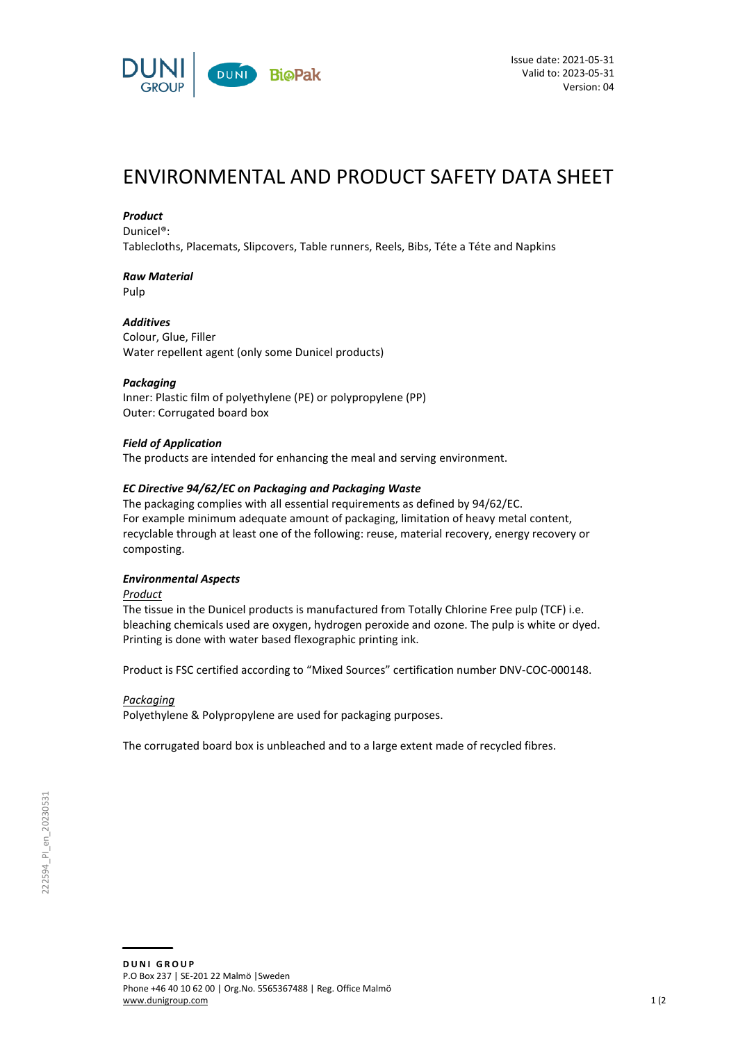Issue date: 2021-05-31
Valid to: 2023-05-31
Version: 04

# ENVIRONMENTAL AND PRODUCT SAFETY DATA SHEET

***Product***
Dunicel®:
Tablecloths, Placemats, Slipcovers, Table runners, Reels, Bibs, Téte a Téte and Napkins

***Raw Material***
Pulp

***Additives***
Colour, Glue, Filler
Water repellent agent (only some Dunicel products)

***Packaging***
Inner: Plastic film of polyethylene (PE) or polypropylene (PP)
Outer: Corrugated board box

***Field of Application***
The products are intended for enhancing the meal and serving environment.

***EC Directive 94/62/EC on Packaging and Packaging Waste***
The packaging complies with all essential requirements as defined by 94/62/EC.
For example minimum adequate amount of packaging, limitation of heavy metal content, recyclable through at least one of the following: reuse, material recovery, energy recovery or composting.

***Environmental Aspects***

*Product*
The tissue in the Dunicel products is manufactured from Totally Chlorine Free pulp (TCF) i.e. bleaching chemicals used are oxygen, hydrogen peroxide and ozone. The pulp is white or dyed. Printing is done with water based flexographic printing ink.

Product is FSC certified according to "Mixed Sources" certification number DNV-COC-000148.

*Packaging*
Polyethylene & Polypropylene are used for packaging purposes.

The corrugated board box is unbleached and to a large extent made of recycled fibres.

222594_PI_en_20230531

**DUNI GROUP**
P.O Box 237 | SE-201 22 Malmö | Sweden
Phone +46 40 10 62 00 | Org.No. 5565367488 | Reg. Office Malmö
www.dunigroup.com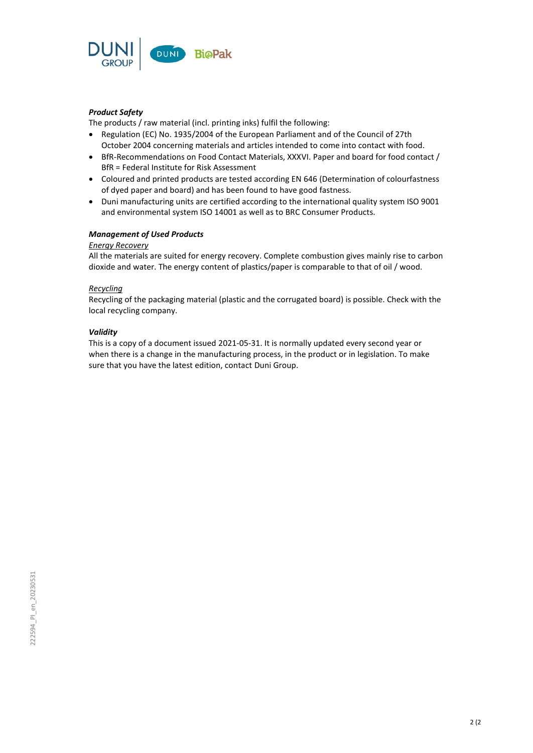***Product Safety***

The products / raw material (incl. printing inks) fulfil the following:

- Regulation (EC) No. 1935/2004 of the European Parliament and of the Council of 27th October 2004 concerning materials and articles intended to come into contact with food.
- BfR-Recommendations on Food Contact Materials, XXXVI. Paper and board for food contact / BfR = Federal Institute for Risk Assessment
- Coloured and printed products are tested according EN 646 (Determination of colourfastness of dyed paper and board) and has been found to have good fastness.
- Duni manufacturing units are certified according to the international quality system ISO 9001 and environmental system ISO 14001 as well as to BRC Consumer Products.

***Management of Used Products***

*Energy Recovery*

All the materials are suited for energy recovery. Complete combustion gives mainly rise to carbon dioxide and water. The energy content of plastics/paper is comparable to that of oil / wood.

*Recycling*

Recycling of the packaging material (plastic and the corrugated board) is possible. Check with the local recycling company.

***Validity***

This is a copy of a document issued 2021-05-31. It is normally updated every second year or when there is a change in the manufacturing process, in the product or in legislation. To make sure that you have the latest edition, contact Duni Group.

222594_PI_en_20230531